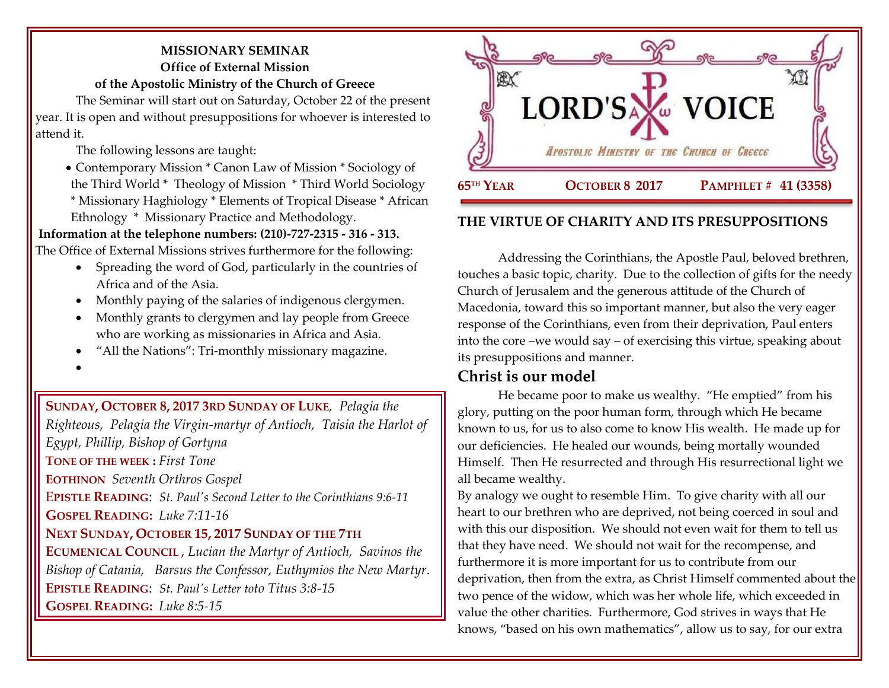**MISSIONARY SEMINAR**
**Office of External Mission**
**of the Apostolic Ministry of the Church of Greece**

The Seminar will start out on Saturday, October 22 of the present year. It is open and without presuppositions for whoever is interested to attend it.

The following lessons are taught:

- Contemporary Mission * Canon Law of Mission * Sociology of the Third World * Theology of Mission * Third World Sociology * Missionary Haghiology * Elements of Tropical Disease * African Ethnology * Missionary Practice and Methodology.

**Information at the telephone numbers: (210)-727-2315 - 316 - 313.**

The Office of External Missions strives furthermore for the following:

- Spreading the word of God, particularly in the countries of Africa and of the Asia.
- Monthly paying of the salaries of indigenous clergymen.
- Monthly grants to clergymen and lay people from Greece who are working as missionaries in Africa and Asia.
- "All the Nations": Tri-monthly missionary magazine.

**SUNDAY, OCTOBER 8, 2017 3RD SUNDAY OF LUKE**, *Pelagia the Righteous, Pelagia the Virgin-martyr of Antioch, Taisia the Harlot of Egypt, Phillip, Bishop of Gortyna*
**TONE OF THE WEEK :** *First Tone*
**EOTHINON** *Seventh Orthros Gospel*
**EPISTLE READING**: *St. Paul's Second Letter to the Corinthians 9:6-11*
**GOSPEL READING:** *Luke 7:11-16*
**NEXT SUNDAY, OCTOBER 15, 2017 SUNDAY OF THE 7TH ECUMENICAL COUNCIL** , *Lucian the Martyr of Antioch, Savinos the Bishop of Catania, Barsus the Confessor, Euthymios the New Martyr*.
**EPISTLE READING**: *St. Paul's Letter toto Titus 3:8-15*
**GOSPEL READING:** *Luke 8:5-15*

# LORD'S VOICE

*APOSTOLIC MINISTRY OF THE CHURCH OF GREECE*

**65TH YEAR** **OCTOBER 8 2017** **PAMPHLET # 41 (3358)**

## THE VIRTUE OF CHARITY AND ITS PRESUPPOSITIONS

Addressing the Corinthians, the Apostle Paul, beloved brethren, touches a basic topic, charity. Due to the collection of gifts for the needy Church of Jerusalem and the generous attitude of the Church of Macedonia, toward this so important manner, but also the very eager response of the Corinthians, even from their deprivation, Paul enters into the core –we would say – of exercising this virtue, speaking about its presuppositions and manner.

### Christ is our model

He became poor to make us wealthy. "He emptied" from his glory, putting on the poor human form, through which He became known to us, for us to also come to know His wealth. He made up for our deficiencies. He healed our wounds, being mortally wounded Himself. Then He resurrected and through His resurrectional light we all became wealthy.

By analogy we ought to resemble Him. To give charity with all our heart to our brethren who are deprived, not being coerced in soul and with this our disposition. We should not even wait for them to tell us that they have need. We should not wait for the recompense, and furthermore it is more important for us to contribute from our deprivation, then from the extra, as Christ Himself commented about the two pence of the widow, which was her whole life, which exceeded in value the other charities. Furthermore, God strives in ways that He knows, "based on his own mathematics", allow us to say, for our extra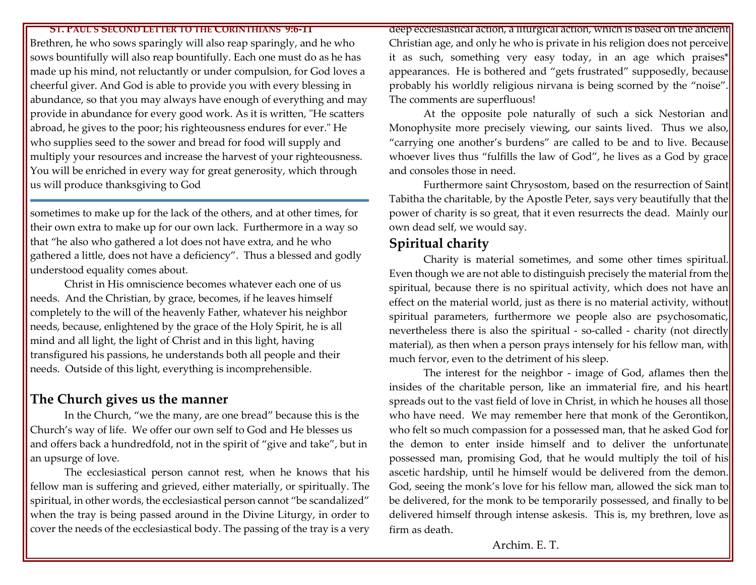## St. Paul's Second Letter to the Corinthians 9:6-11

Brethren, he who sows sparingly will also reap sparingly, and he who sows bountifully will also reap bountifully. Each one must do as he has made up his mind, not reluctantly or under compulsion, for God loves a cheerful giver. And God is able to provide you with every blessing in abundance, so that you may always have enough of everything and may provide in abundance for every good work. As it is written, "He scatters abroad, he gives to the poor; his righteousness endures for ever." He who supplies seed to the sower and bread for food will supply and multiply your resources and increase the harvest of your righteousness. You will be enriched in every way for great generosity, which through us will produce thanksgiving to God

---

sometimes to make up for the lack of the others, and at other times, for their own extra to make up for our own lack. Furthermore in a way so that "he also who gathered a lot does not have extra, and he who gathered a little, does not have a deficiency". Thus a blessed and godly understood equality comes about.

Christ in His omniscience becomes whatever each one of us needs. And the Christian, by grace, becomes, if he leaves himself completely to the will of the heavenly Father, whatever his neighbor needs, because, enlightened by the grace of the Holy Spirit, he is all mind and all light, the light of Christ and in this light, having transfigured his passions, he understands both all people and their needs. Outside of this light, everything is incomprehensible.

## The Church gives us the manner

In the Church, "we the many, are one bread" because this is the Church's way of life. We offer our own self to God and He blesses us and offers back a hundredfold, not in the spirit of "give and take", but in an upsurge of love.

The ecclesiastical person cannot rest, when he knows that his fellow man is suffering and grieved, either materially, or spiritually. The spiritual, in other words, the ecclesiastical person cannot "be scandalized" when the tray is being passed around in the Divine Liturgy, in order to cover the needs of the ecclesiastical body. The passing of the tray is a very deep ecclesiastical action, a liturgical action, which is based on the ancient Christian age, and only he who is private in his religion does not perceive it as such, something very easy today, in an age which praises* appearances. He is bothered and "gets frustrated" supposedly, because probably his worldly religious nirvana is being scorned by the "noise". The comments are superfluous!

At the opposite pole naturally of such a sick Nestorian and Monophysite more precisely viewing, our saints lived. Thus we also, "carrying one another's burdens" are called to be and to live. Because whoever lives thus "fulfills the law of God", he lives as a God by grace and consoles those in need.

Furthermore saint Chrysostom, based on the resurrection of Saint Tabitha the charitable, by the Apostle Peter, says very beautifully that the power of charity is so great, that it even resurrects the dead. Mainly our own dead self, we would say.

## Spiritual charity

Charity is material sometimes, and some other times spiritual. Even though we are not able to distinguish precisely the material from the spiritual, because there is no spiritual activity, which does not have an effect on the material world, just as there is no material activity, without spiritual parameters, furthermore we people also are psychosomatic, nevertheless there is also the spiritual - so-called - charity (not directly material), as then when a person prays intensely for his fellow man, with much fervor, even to the detriment of his sleep.

The interest for the neighbor - image of God, aflames then the insides of the charitable person, like an immaterial fire, and his heart spreads out to the vast field of love in Christ, in which he houses all those who have need. We may remember here that monk of the Gerontikon, who felt so much compassion for a possessed man, that he asked God for the demon to enter inside himself and to deliver the unfortunate possessed man, promising God, that he would multiply the toil of his ascetic hardship, until he himself would be delivered from the demon. God, seeing the monk's love for his fellow man, allowed the sick man to be delivered, for the monk to be temporarily possessed, and finally to be delivered himself through intense askesis. This is, my brethren, love as firm as death.

Archim. E. T.